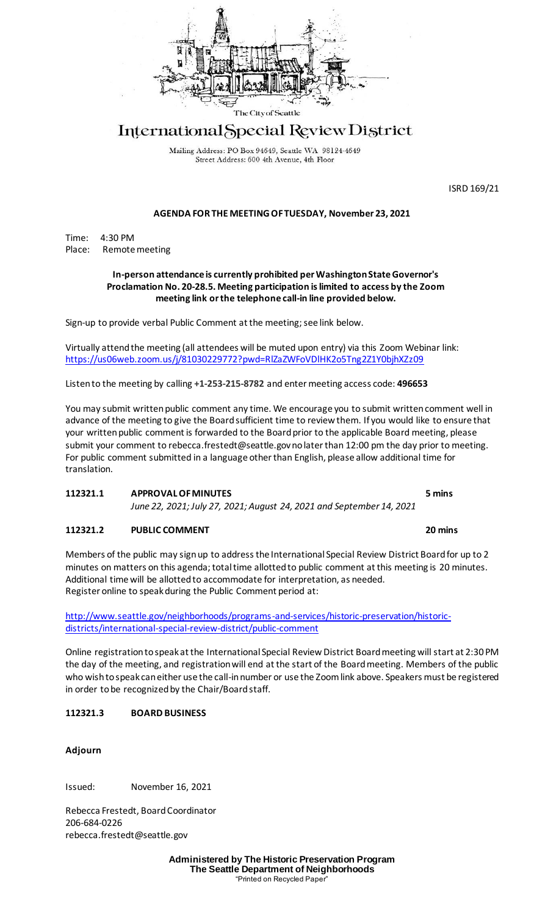The City of Seattle

# International Special Review District

Mailing Address: PO Box 94649, Seattle WA 98124-4649
Street Address: 600 4th Avenue, 4th Floor

ISRD 169/21

## AGENDA FOR THE MEETING OF TUESDAY, November 23, 2021

Time: 4:30 PM
Place: Remote meeting

**In-person attendance is currently prohibited per Washington State Governor's Proclamation No. 20-28.5. Meeting participation is limited to access by the Zoom meeting link or the telephone call-in line provided below.**

Sign-up to provide verbal Public Comment at the meeting; see link below.

Virtually attend the meeting (all attendees will be muted upon entry) via this Zoom Webinar link:
https://us06web.zoom.us/j/81030229772?pwd=RlZaZWFoVDlHK2o5Tng2Z1Y0bjhXZz09

Listen to the meeting by calling **+1-253-215-8782** and enter meeting access code: **496653**

You may submit written public comment any time. We encourage you to submit written comment well in advance of the meeting to give the Board sufficient time to review them. If you would like to ensure that your written public comment is forwarded to the Board prior to the applicable Board meeting, please submit your comment to rebecca.frestedt@seattle.gov no later than 12:00 pm the day prior to meeting. For public comment submitted in a language other than English, please allow additional time for translation.

**112321.1 APPROVAL OF MINUTES** **5 mins**
*June 22, 2021; July 27, 2021; August 24, 2021 and September 14, 2021*

**112321.2 PUBLIC COMMENT** **20 mins**

Members of the public may sign up to address the International Special Review District Board for up to 2 minutes on matters on this agenda; total time allotted to public comment at this meeting is 20 minutes. Additional time will be allotted to accommodate for interpretation, as needed.
Register online to speak during the Public Comment period at:

http://www.seattle.gov/neighborhoods/programs-and-services/historic-preservation/historic-districts/international-special-review-district/public-comment

Online registration to speak at the International Special Review District Board meeting will start at 2:30 PM the day of the meeting, and registration will end at the start of the Board meeting. Members of the public who wish to speak can either use the call-in number or use the Zoom link above. Speakers must be registered in order to be recognized by the Chair/Board staff.

**112321.3 BOARD BUSINESS**

**Adjourn**

Issued: November 16, 2021

Rebecca Frestedt, Board Coordinator
206-684-0226
rebecca.frestedt@seattle.gov

**Administered by The Historic Preservation Program**
**The Seattle Department of Neighborhoods**
"Printed on Recycled Paper"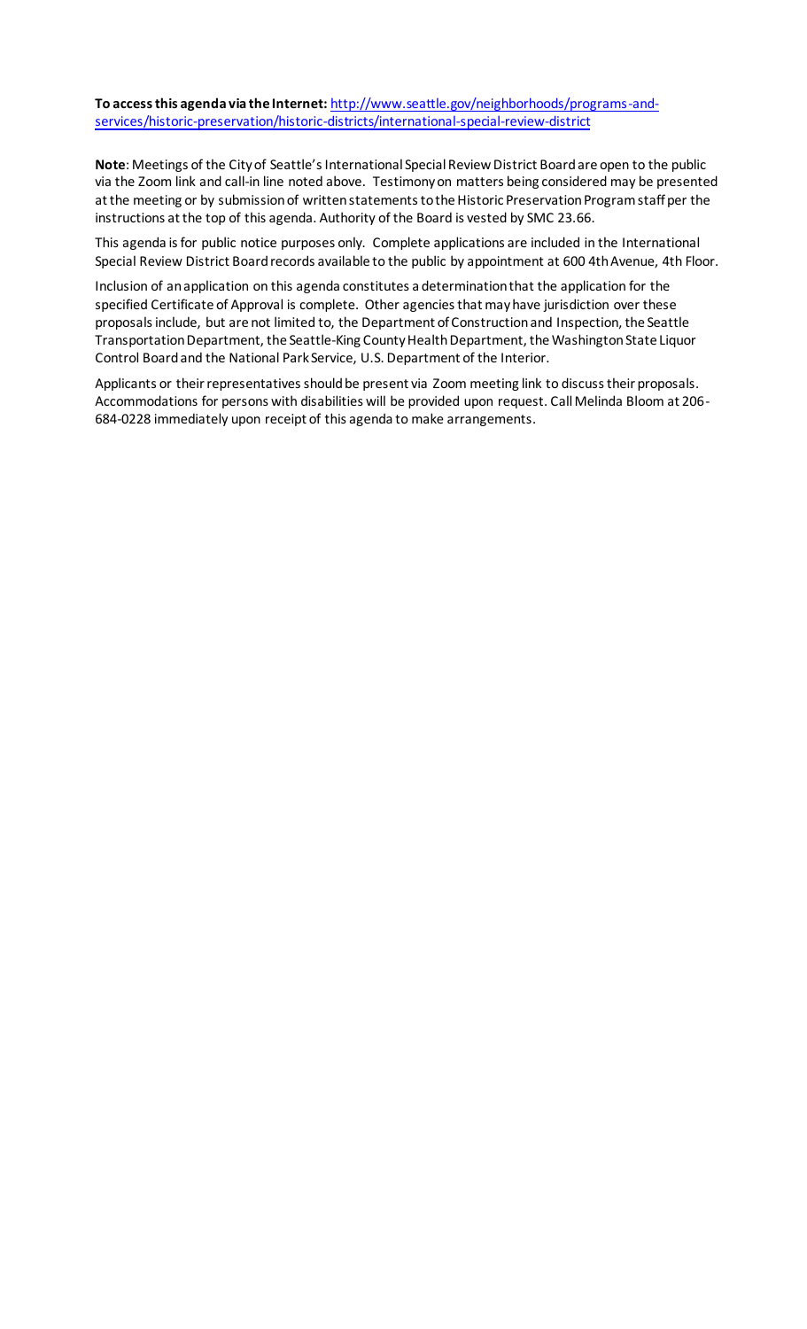**To access this agenda via the Internet:** [http://www.seattle.gov/neighborhoods/programs-and-services/historic-preservation/historic-districts/international-special-review-district](http://www.seattle.gov/neighborhoods/programs-and-services/historic-preservation/historic-districts/international-special-review-district)

**Note**: Meetings of the City of Seattle's International Special Review District Board are open to the public via the Zoom link and call-in line noted above. Testimony on matters being considered may be presented at the meeting or by submission of written statements to the Historic Preservation Program staff per the instructions at the top of this agenda. Authority of the Board is vested by SMC 23.66.

This agenda is for public notice purposes only. Complete applications are included in the International Special Review District Board records available to the public by appointment at 600 4th Avenue, 4th Floor.

Inclusion of an application on this agenda constitutes a determination that the application for the specified Certificate of Approval is complete. Other agencies that may have jurisdiction over these proposals include, but are not limited to, the Department of Construction and Inspection, the Seattle Transportation Department, the Seattle-King County Health Department, the Washington State Liquor Control Board and the National Park Service, U.S. Department of the Interior.

Applicants or their representatives should be present via Zoom meeting link to discuss their proposals. Accommodations for persons with disabilities will be provided upon request. Call Melinda Bloom at 206-684-0228 immediately upon receipt of this agenda to make arrangements.